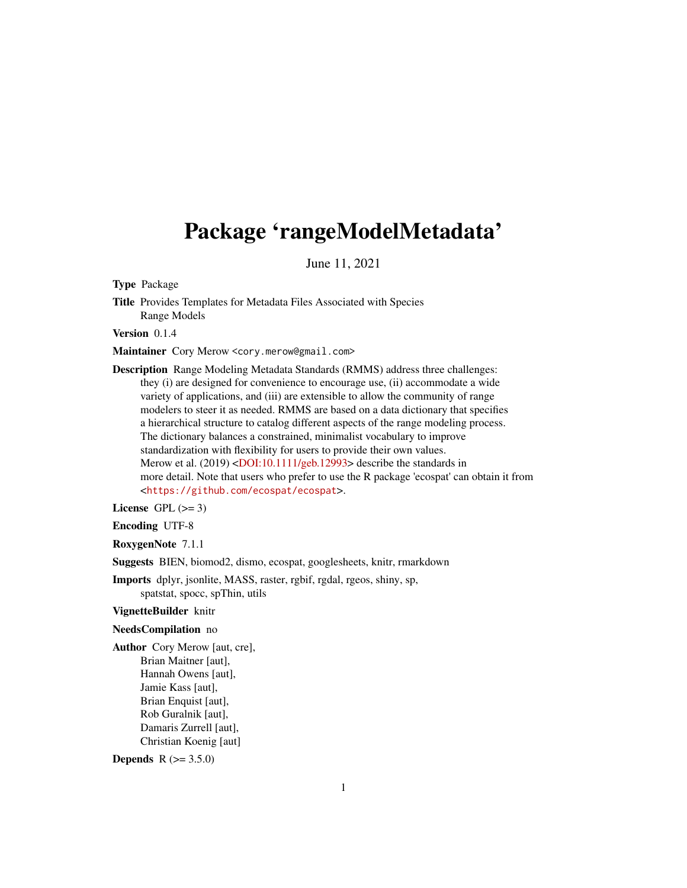# Package 'rangeModelMetadata'

June 11, 2021

**Type** Package

**Title** Provides Templates for Metadata Files Associated with Species Range Models

**Version** 0.1.4

**Maintainer** Cory Merow <cory.merow@gmail.com>

**Description** Range Modeling Metadata Standards (RMMS) address three challenges: they (i) are designed for convenience to encourage use, (ii) accommodate a wide variety of applications, and (iii) are extensible to allow the community of range modelers to steer it as needed. RMMS are based on a data dictionary that specifies a hierarchical structure to catalog different aspects of the range modeling process. The dictionary balances a constrained, minimalist vocabulary to improve standardization with flexibility for users to provide their own values. Merow et al. (2019) <DOI:10.1111/geb.12993> describe the standards in more detail. Note that users who prefer to use the R package 'ecospat' can obtain it from <https://github.com/ecospat/ecospat>.

**License** GPL (>= 3)

**Encoding** UTF-8

**RoxygenNote** 7.1.1

**Suggests** BIEN, biomod2, dismo, ecospat, googlesheets, knitr, rmarkdown

**Imports** dplyr, jsonlite, MASS, raster, rgbif, rgdal, rgeos, shiny, sp, spatstat, spocc, spThin, utils

**VignetteBuilder** knitr

**NeedsCompilation** no

**Author** Cory Merow [aut, cre],
Brian Maitner [aut],
Hannah Owens [aut],
Jamie Kass [aut],
Brian Enquist [aut],
Rob Guralnik [aut],
Damaris Zurrell [aut],
Christian Koenig [aut]

**Depends** R (>= 3.5.0)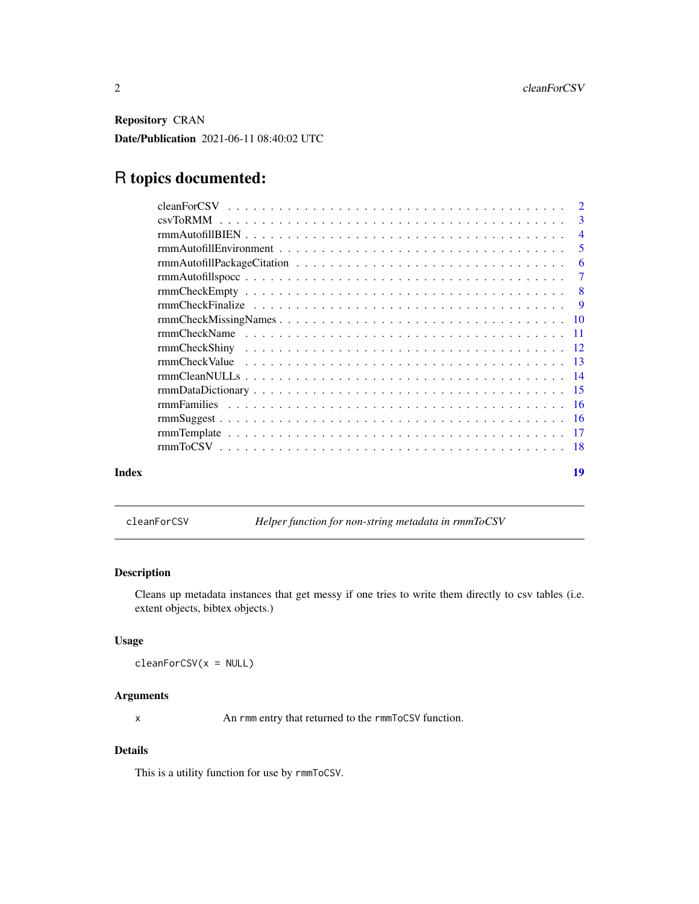**Repository** CRAN

**Date/Publication** 2021-06-11 08:40:02 UTC

# R topics documented:

| | |
|---|---|
| cleanForCSV | 2 |
| csvToRMM | 3 |
| rmmAutofillBIEN | 4 |
| rmmAutofillEnvironment | 5 |
| rmmAutofillPackageCitation | 6 |
| rmmAutofillspocc | 7 |
| rmmCheckEmpty | 8 |
| rmmCheckFinalize | 9 |
| rmmCheckMissingNames | 10 |
| rmmCheckName | 11 |
| rmmCheckShiny | 12 |
| rmmCheckValue | 13 |
| rmmCleanNULLs | 14 |
| rmmDataDictionary | 15 |
| rmmFamilies | 16 |
| rmmSuggest | 16 |
| rmmTemplate | 17 |
| rmmToCSV | 18 |
| **Index** | **19** |

---

## cleanForCSV — *Helper function for non-string metadata in rmmToCSV*

### Description

Cleans up metadata instances that get messy if one tries to write them directly to csv tables (i.e. extent objects, bibtex objects.)

### Usage

```
cleanForCSV(x = NULL)
```

### Arguments

| | |
|---|---|
| x | An `rmm` entry that returned to the `rmmToCSV` function. |

### Details

This is a utility function for use by `rmmToCSV`.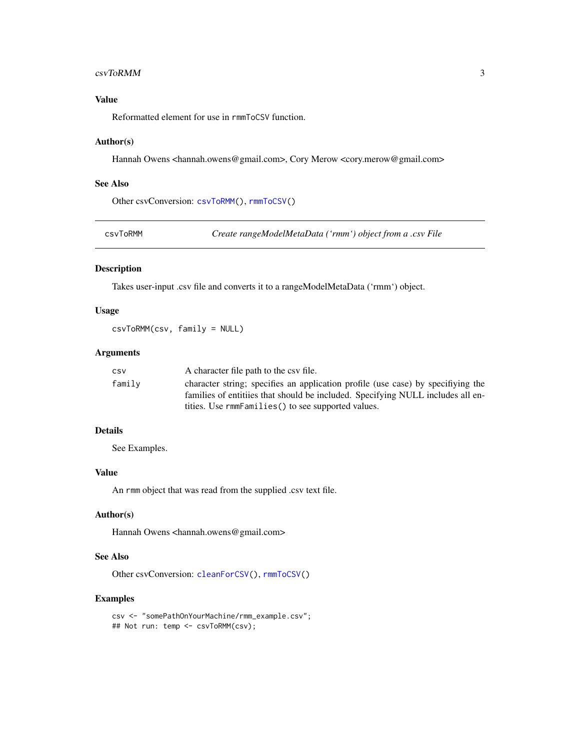### Value

Reformatted element for use in rmmToCSV function.

### Author(s)

Hannah Owens <hannah.owens@gmail.com>, Cory Merow <cory.merow@gmail.com>

### See Also

Other csvConversion: csvToRMM(), rmmToCSV()

---

## csvToRMM — *Create rangeModelMetaData ('rmm') object from a .csv File*

### Description

Takes user-input .csv file and converts it to a rangeModelMetaData ('rmm') object.

### Usage

```
csvToRMM(csv, family = NULL)
```

### Arguments

| | |
|---|---|
| csv | A character file path to the csv file. |
| family | character string; specifies an application profile (use case) by specifiying the families of entitiies that should be included. Specifying NULL includes all entities. Use rmmFamilies() to see supported values. |

### Details

See Examples.

### Value

An rmm object that was read from the supplied .csv text file.

### Author(s)

Hannah Owens <hannah.owens@gmail.com>

### See Also

Other csvConversion: cleanForCSV(), rmmToCSV()

### Examples

```
csv <- "somePathOnYourMachine/rmm_example.csv";
## Not run: temp <- csvToRMM(csv);
```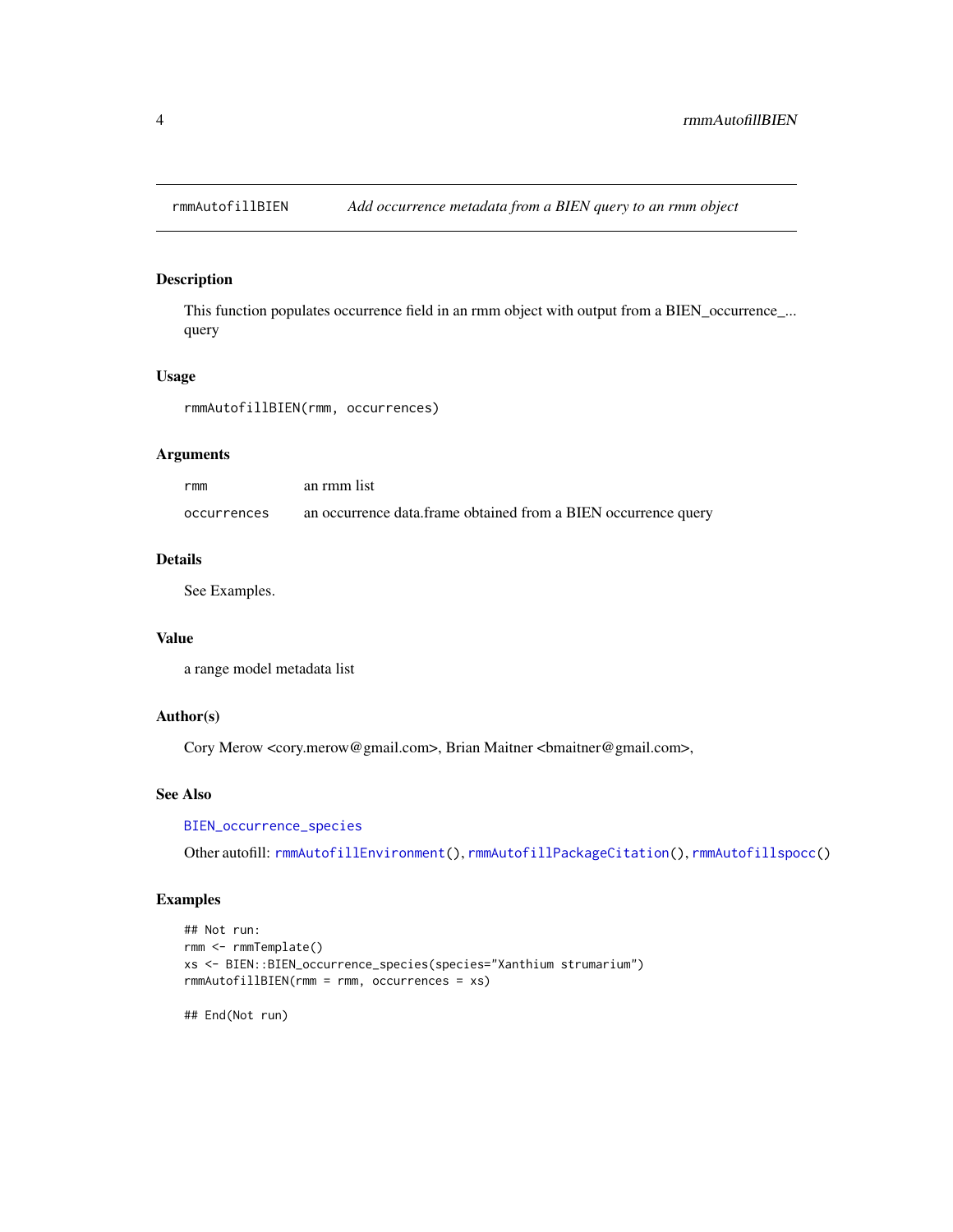# rmmAutofillBIEN — *Add occurrence metadata from a BIEN query to an rmm object*

## Description

This function populates occurrence field in an rmm object with output from a BIEN_occurrence_... query

## Usage

```
rmmAutofillBIEN(rmm, occurrences)
```

## Arguments

| | |
|---|---|
| `rmm` | an rmm list |
| `occurrences` | an occurrence data.frame obtained from a BIEN occurrence query |

## Details

See Examples.

## Value

a range model metadata list

## Author(s)

Cory Merow <cory.merow@gmail.com>, Brian Maitner <bmaitner@gmail.com>,

## See Also

`BIEN_occurrence_species`

Other autofill: `rmmAutofillEnvironment()`, `rmmAutofillPackageCitation()`, `rmmAutofillspocc()`

## Examples

```
## Not run:
rmm <- rmmTemplate()
xs <- BIEN::BIEN_occurrence_species(species="Xanthium strumarium")
rmmAutofillBIEN(rmm = rmm, occurrences = xs)

## End(Not run)
```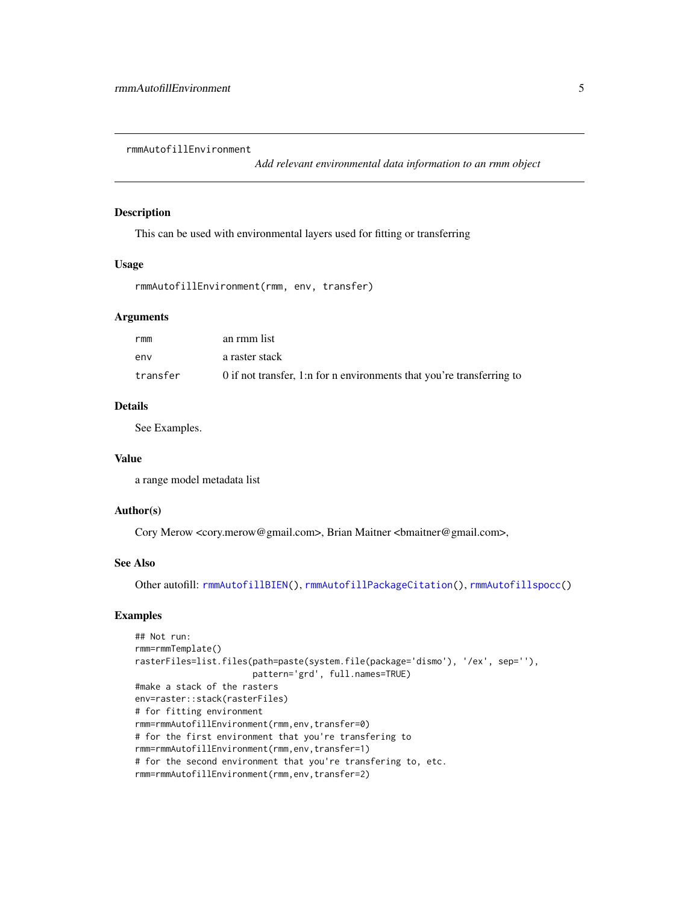# rmmAutofillEnvironment

*Add relevant environmental data information to an rmm object*

## Description

This can be used with environmental layers used for fitting or transferring

## Usage

```
rmmAutofillEnvironment(rmm, env, transfer)
```

## Arguments

| | |
|---|---|
| `rmm` | an rmm list |
| `env` | a raster stack |
| `transfer` | 0 if not transfer, 1:n for n environments that you're transferring to |

## Details

See Examples.

## Value

a range model metadata list

## Author(s)

Cory Merow <cory.merow@gmail.com>, Brian Maitner <bmaitner@gmail.com>,

## See Also

Other autofill: `rmmAutofillBIEN()`, `rmmAutofillPackageCitation()`, `rmmAutofillspocc()`

## Examples

```
## Not run:
rmm=rmmTemplate()
rasterFiles=list.files(path=paste(system.file(package='dismo'), '/ex', sep=''),
                       pattern='grd', full.names=TRUE)
#make a stack of the rasters
env=raster::stack(rasterFiles)
# for fitting environment
rmm=rmmAutofillEnvironment(rmm,env,transfer=0)
# for the first environment that you're transfering to
rmm=rmmAutofillEnvironment(rmm,env,transfer=1)
# for the second environment that you're transfering to, etc.
rmm=rmmAutofillEnvironment(rmm,env,transfer=2)
```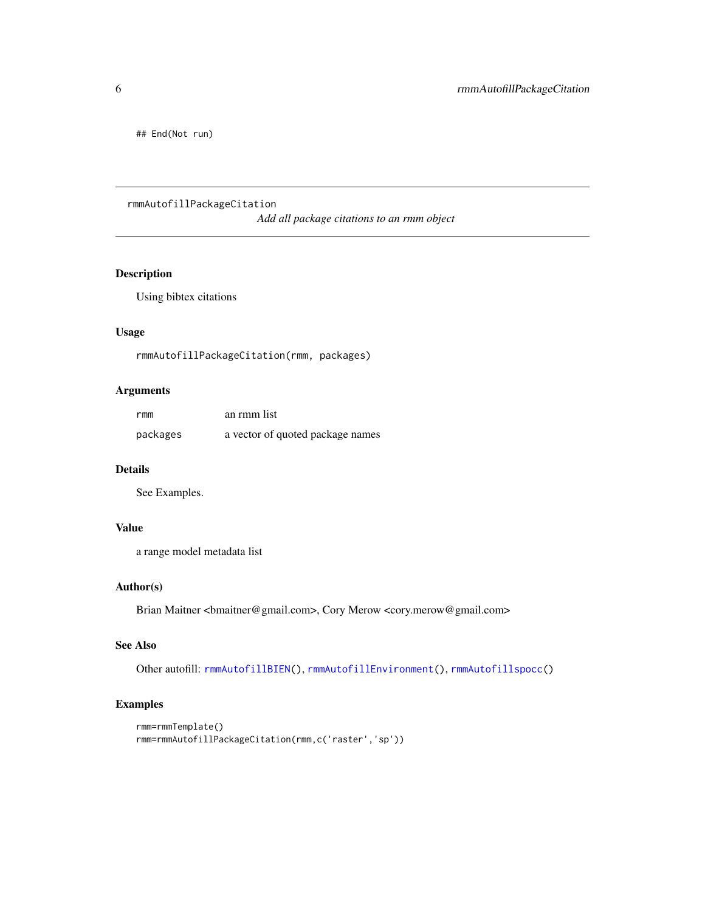```
## End(Not run)
```

---

# rmmAutofillPackageCitation

*Add all package citations to an rmm object*

---

### Description

Using bibtex citations

### Usage

```
rmmAutofillPackageCitation(rmm, packages)
```

### Arguments

| | |
|---|---|
| `rmm` | an rmm list |
| `packages` | a vector of quoted package names |

### Details

See Examples.

### Value

a range model metadata list

### Author(s)

Brian Maitner <bmaitner@gmail.com>, Cory Merow <cory.merow@gmail.com>

### See Also

Other autofill: `rmmAutofillBIEN()`, `rmmAutofillEnvironment()`, `rmmAutofillspocc()`

### Examples

```
rmm=rmmTemplate()
rmm=rmmAutofillPackageCitation(rmm,c('raster','sp'))
```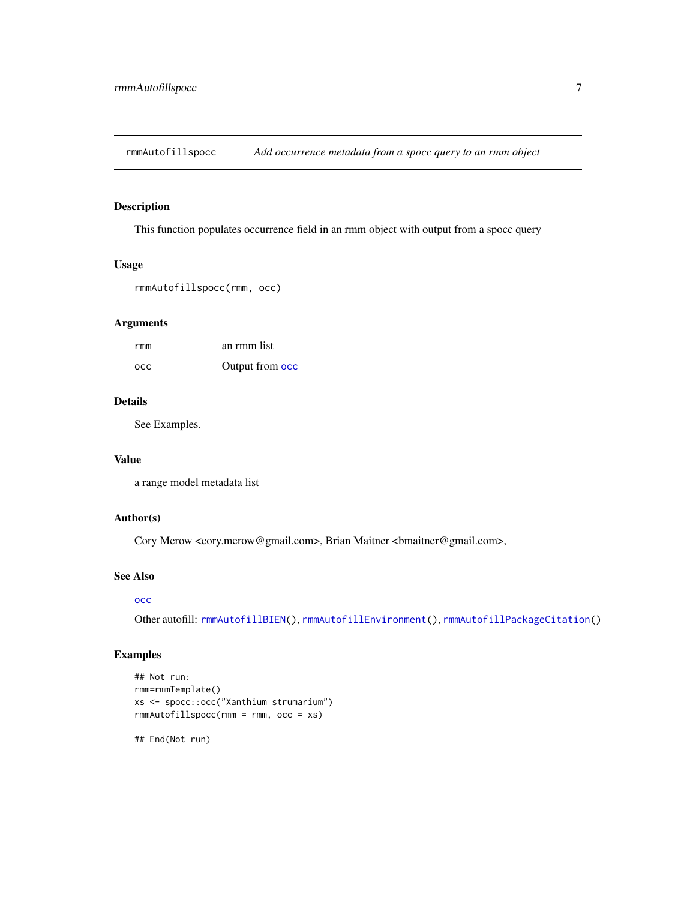## rmmAutofillspocc — *Add occurrence metadata from a spocc query to an rmm object*

### Description

This function populates occurrence field in an rmm object with output from a spocc query

### Usage

```
rmmAutofillspocc(rmm, occ)
```

### Arguments

| | |
|---|---|
| `rmm` | an rmm list |
| `occ` | Output from `occ` |

### Details

See Examples.

### Value

a range model metadata list

### Author(s)

Cory Merow <cory.merow@gmail.com>, Brian Maitner <bmaitner@gmail.com>,

### See Also

`occ`

Other autofill: `rmmAutofillBIEN()`, `rmmAutofillEnvironment()`, `rmmAutofillPackageCitation()`

### Examples

```
## Not run:
rmm=rmmTemplate()
xs <- spocc::occ("Xanthium strumarium")
rmmAutofillspocc(rmm = rmm, occ = xs)

## End(Not run)
```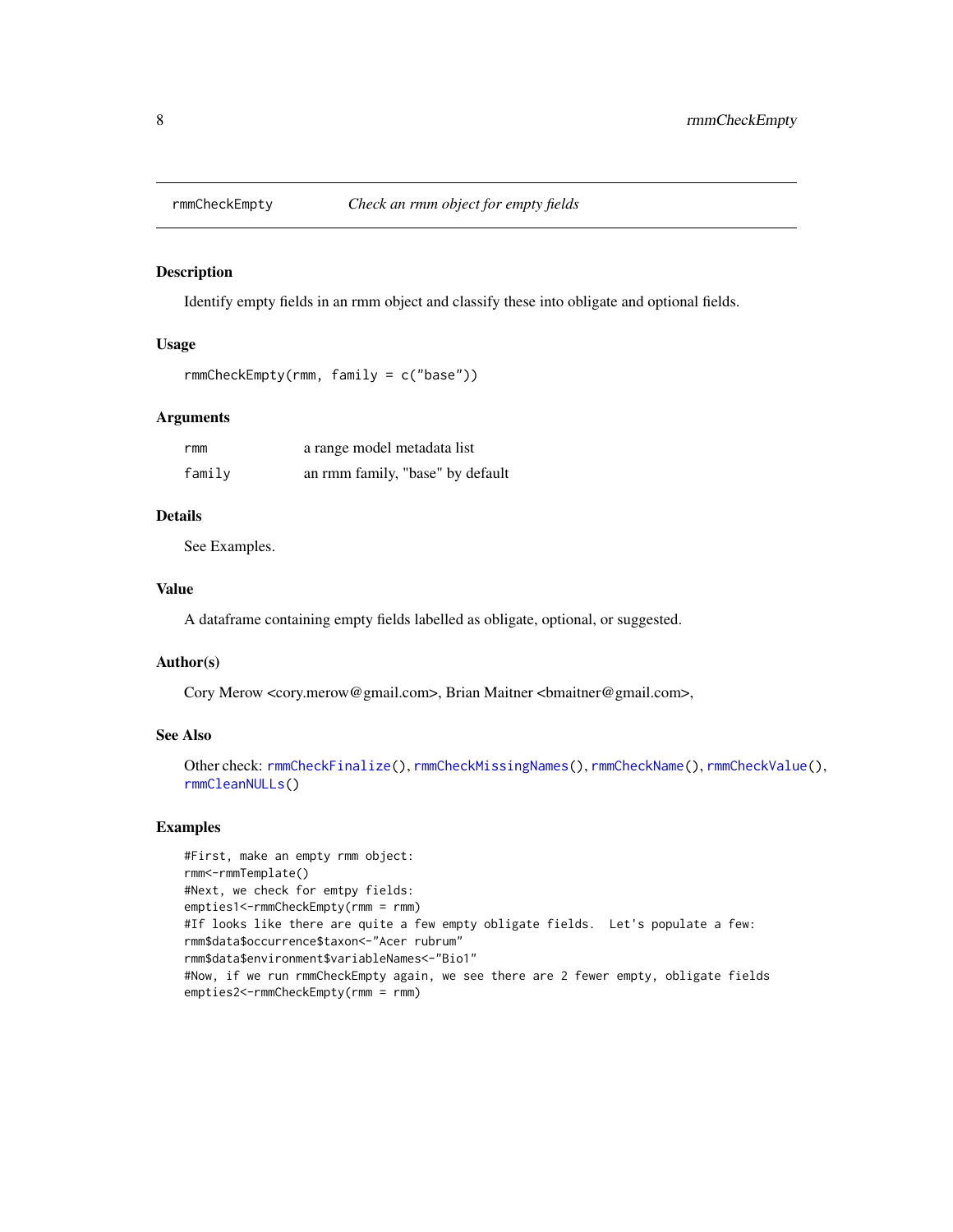## rmmCheckEmpty *Check an rmm object for empty fields*

### Description

Identify empty fields in an rmm object and classify these into obligate and optional fields.

### Usage

```
rmmCheckEmpty(rmm, family = c("base"))
```

### Arguments

| | |
|---|---|
| rmm | a range model metadata list |
| family | an rmm family, "base" by default |

### Details

See Examples.

### Value

A dataframe containing empty fields labelled as obligate, optional, or suggested.

### Author(s)

Cory Merow <cory.merow@gmail.com>, Brian Maitner <bmaitner@gmail.com>,

### See Also

Other check: rmmCheckFinalize(), rmmCheckMissingNames(), rmmCheckName(), rmmCheckValue(), rmmCleanNULLs()

### Examples

```
#First, make an empty rmm object:
rmm<-rmmTemplate()
#Next, we check for emtpy fields:
empties1<-rmmCheckEmpty(rmm = rmm)
#If looks like there are quite a few empty obligate fields.  Let's populate a few:
rmm$data$occurrence$taxon<-"Acer rubrum"
rmm$data$environment$variableNames<-"Bio1"
#Now, if we run rmmCheckEmpty again, we see there are 2 fewer empty, obligate fields
empties2<-rmmCheckEmpty(rmm = rmm)
```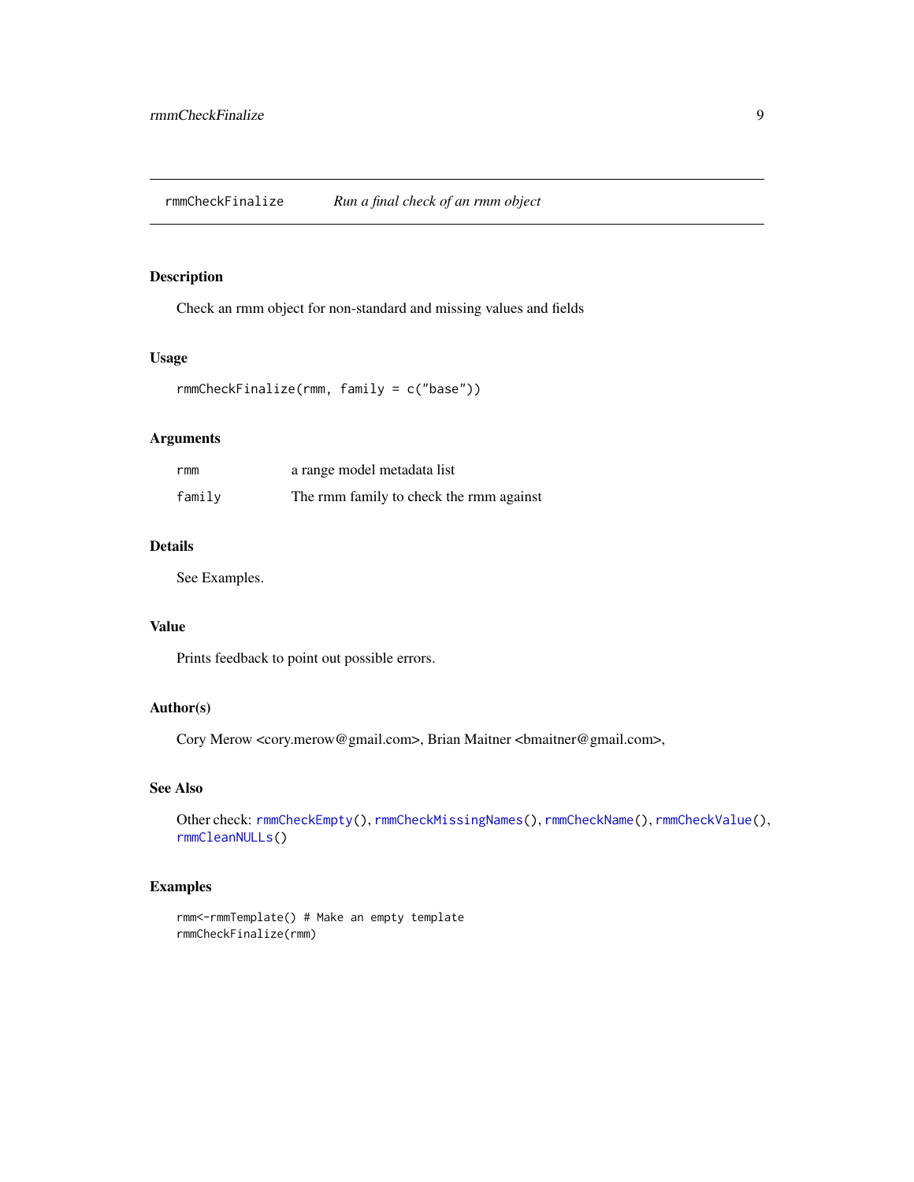## rmmCheckFinalize — *Run a final check of an rmm object*

### Description

Check an rmm object for non-standard and missing values and fields

### Usage

```
rmmCheckFinalize(rmm, family = c("base"))
```

### Arguments

| | |
|---|---|
| rmm | a range model metadata list |
| family | The rmm family to check the rmm against |

### Details

See Examples.

### Value

Prints feedback to point out possible errors.

### Author(s)

Cory Merow <cory.merow@gmail.com>, Brian Maitner <bmaitner@gmail.com>,

### See Also

Other check: rmmCheckEmpty(), rmmCheckMissingNames(), rmmCheckName(), rmmCheckValue(), rmmCleanNULLs()

### Examples

```
rmm<-rmmTemplate() # Make an empty template
rmmCheckFinalize(rmm)
```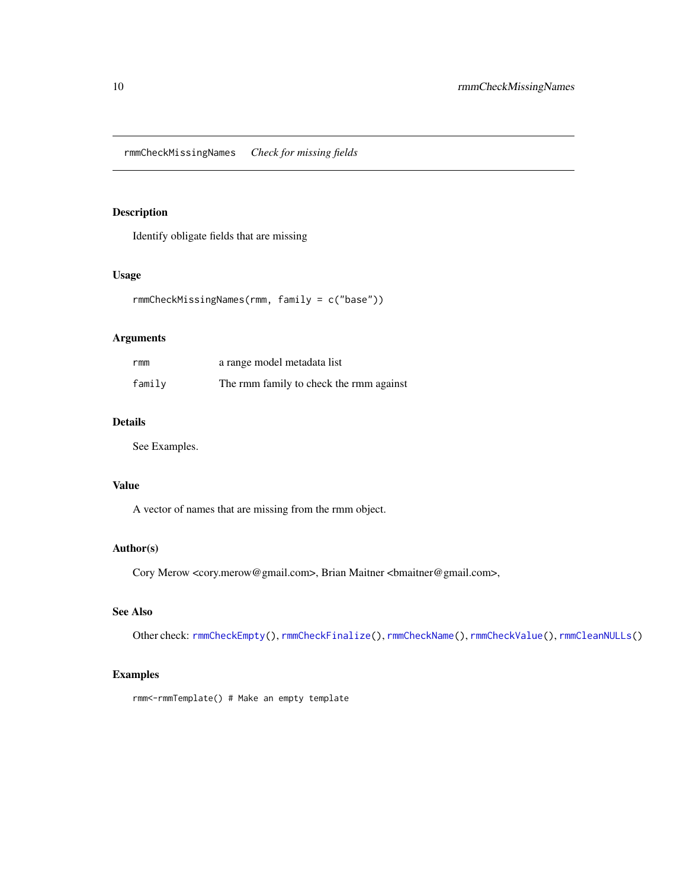## rmmCheckMissingNames *Check for missing fields*

### Description

Identify obligate fields that are missing

### Usage

```
rmmCheckMissingNames(rmm, family = c("base"))
```

### Arguments

| | |
|---|---|
| rmm | a range model metadata list |
| family | The rmm family to check the rmm against |

### Details

See Examples.

### Value

A vector of names that are missing from the rmm object.

### Author(s)

Cory Merow <cory.merow@gmail.com>, Brian Maitner <bmaitner@gmail.com>,

### See Also

Other check: `rmmCheckEmpty()`, `rmmCheckFinalize()`, `rmmCheckName()`, `rmmCheckValue()`, `rmmCleanNULLs()`

### Examples

```
rmm<-rmmTemplate() # Make an empty template
```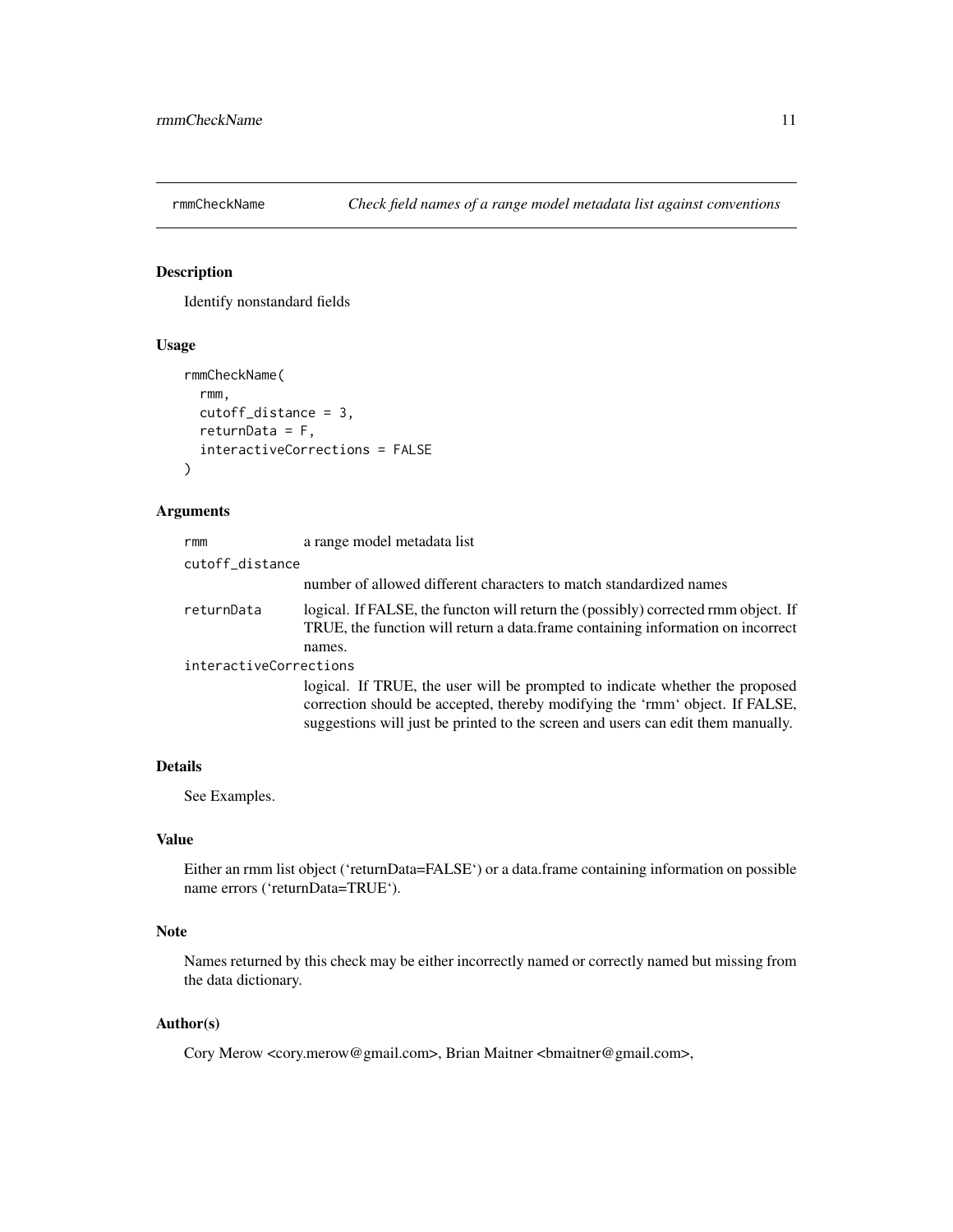## rmmCheckName — *Check field names of a range model metadata list against conventions*

### Description

Identify nonstandard fields

### Usage

```
rmmCheckName(
  rmm,
  cutoff_distance = 3,
  returnData = F,
  interactiveCorrections = FALSE
)
```

### Arguments

| Argument | Description |
| --- | --- |
| `rmm` | a range model metadata list |
| `cutoff_distance` | number of allowed different characters to match standardized names |
| `returnData` | logical. If FALSE, the functon will return the (possibly) corrected rmm object. If TRUE, the function will return a data.frame containing information on incorrect names. |
| `interactiveCorrections` | logical. If TRUE, the user will be prompted to indicate whether the proposed correction should be accepted, thereby modifying the 'rmm' object. If FALSE, suggestions will just be printed to the screen and users can edit them manually. |

### Details

See Examples.

### Value

Either an rmm list object ('returnData=FALSE') or a data.frame containing information on possible name errors ('returnData=TRUE').

### Note

Names returned by this check may be either incorrectly named or correctly named but missing from the data dictionary.

### Author(s)

Cory Merow <cory.merow@gmail.com>, Brian Maitner <bmaitner@gmail.com>,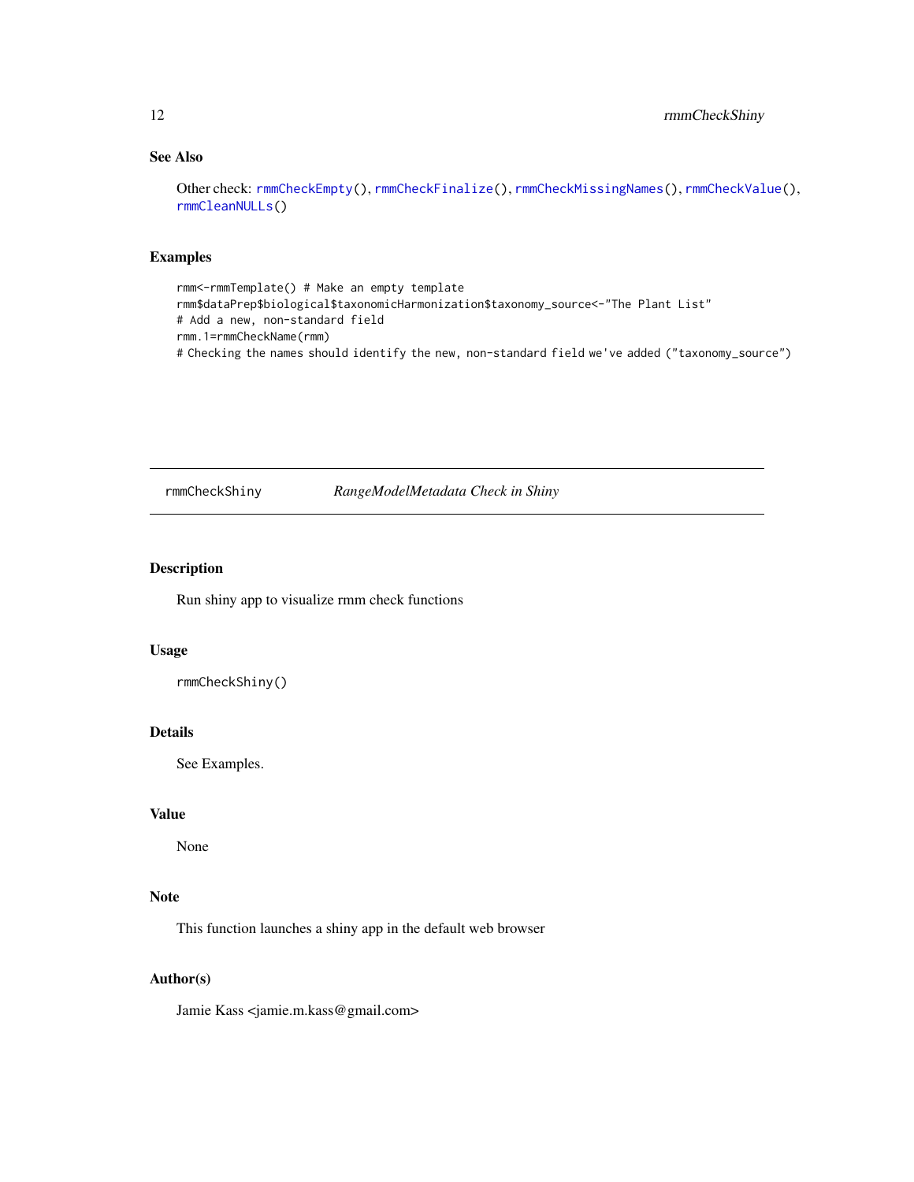### See Also

Other check: rmmCheckEmpty(), rmmCheckFinalize(), rmmCheckMissingNames(), rmmCheckValue(), rmmCleanNULLs()

### Examples

```
rmm<-rmmTemplate() # Make an empty template
rmm$dataPrep$biological$taxonomicHarmonization$taxonomy_source<-"The Plant List"
# Add a new, non-standard field
rmm.1=rmmCheckName(rmm)
# Checking the names should identify the new, non-standard field we've added ("taxonomy_source")
```

---

## rmmCheckShiny *RangeModelMetadata Check in Shiny*

---

### Description

Run shiny app to visualize rmm check functions

### Usage

```
rmmCheckShiny()
```

### Details

See Examples.

### Value

None

### Note

This function launches a shiny app in the default web browser

### Author(s)

Jamie Kass <jamie.m.kass@gmail.com>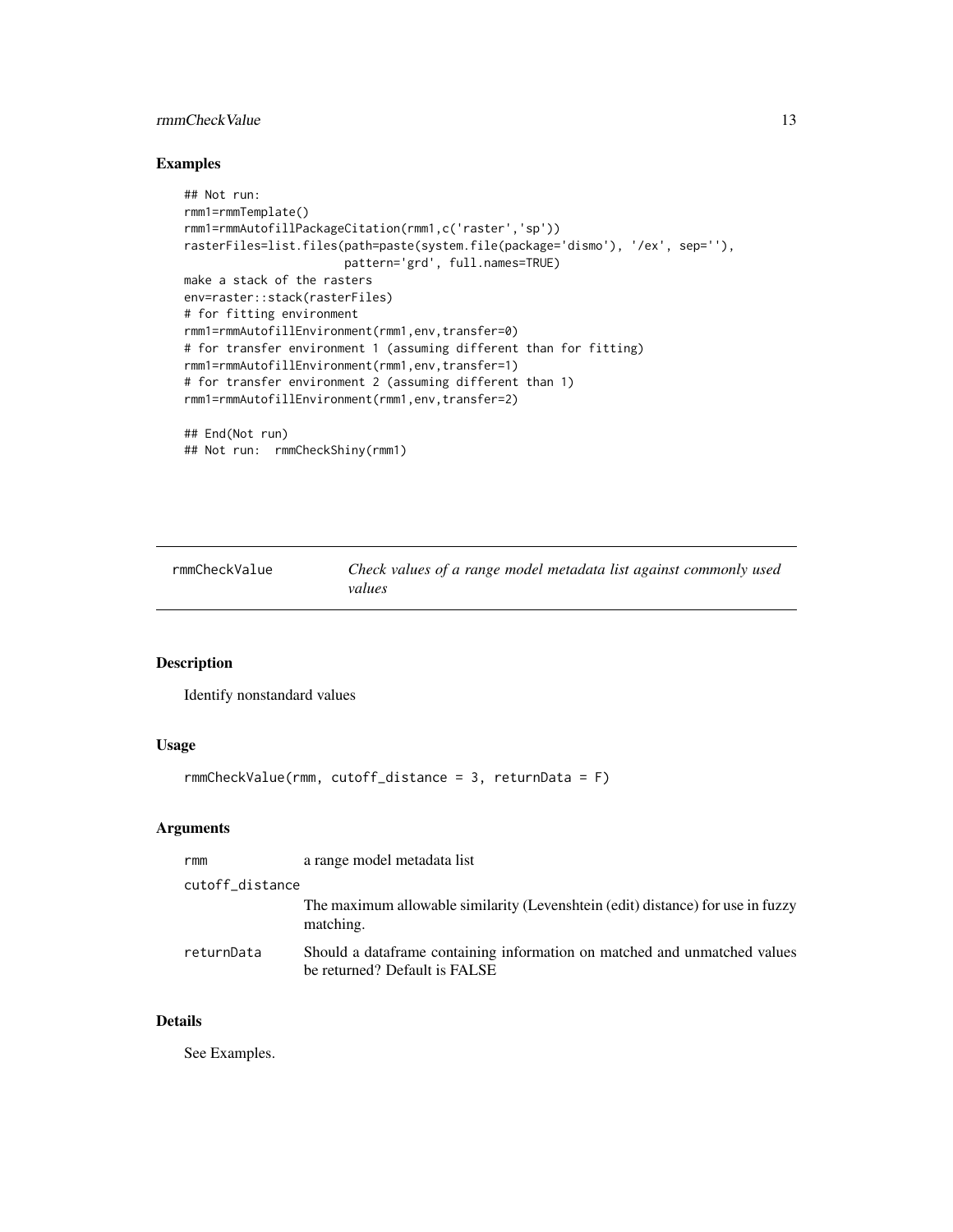## Examples

```
## Not run:
rmm1=rmmTemplate()
rmm1=rmmAutofillPackageCitation(rmm1,c('raster','sp'))
rasterFiles=list.files(path=paste(system.file(package='dismo'), '/ex', sep=''),
                       pattern='grd', full.names=TRUE)
make a stack of the rasters
env=raster::stack(rasterFiles)
# for fitting environment
rmm1=rmmAutofillEnvironment(rmm1,env,transfer=0)
# for transfer environment 1 (assuming different than for fitting)
rmm1=rmmAutofillEnvironment(rmm1,env,transfer=1)
# for transfer environment 2 (assuming different than 1)
rmm1=rmmAutofillEnvironment(rmm1,env,transfer=2)

## End(Not run)
## Not run:  rmmCheckShiny(rmm1)
```

---

# rmmCheckValue — *Check values of a range model metadata list against commonly used values*

---

## Description

Identify nonstandard values

## Usage

```
rmmCheckValue(rmm, cutoff_distance = 3, returnData = F)
```

## Arguments

| | |
|---|---|
| rmm | a range model metadata list |
| cutoff_distance | The maximum allowable similarity (Levenshtein (edit) distance) for use in fuzzy matching. |
| returnData | Should a dataframe containing information on matched and unmatched values be returned? Default is FALSE |

## Details

See Examples.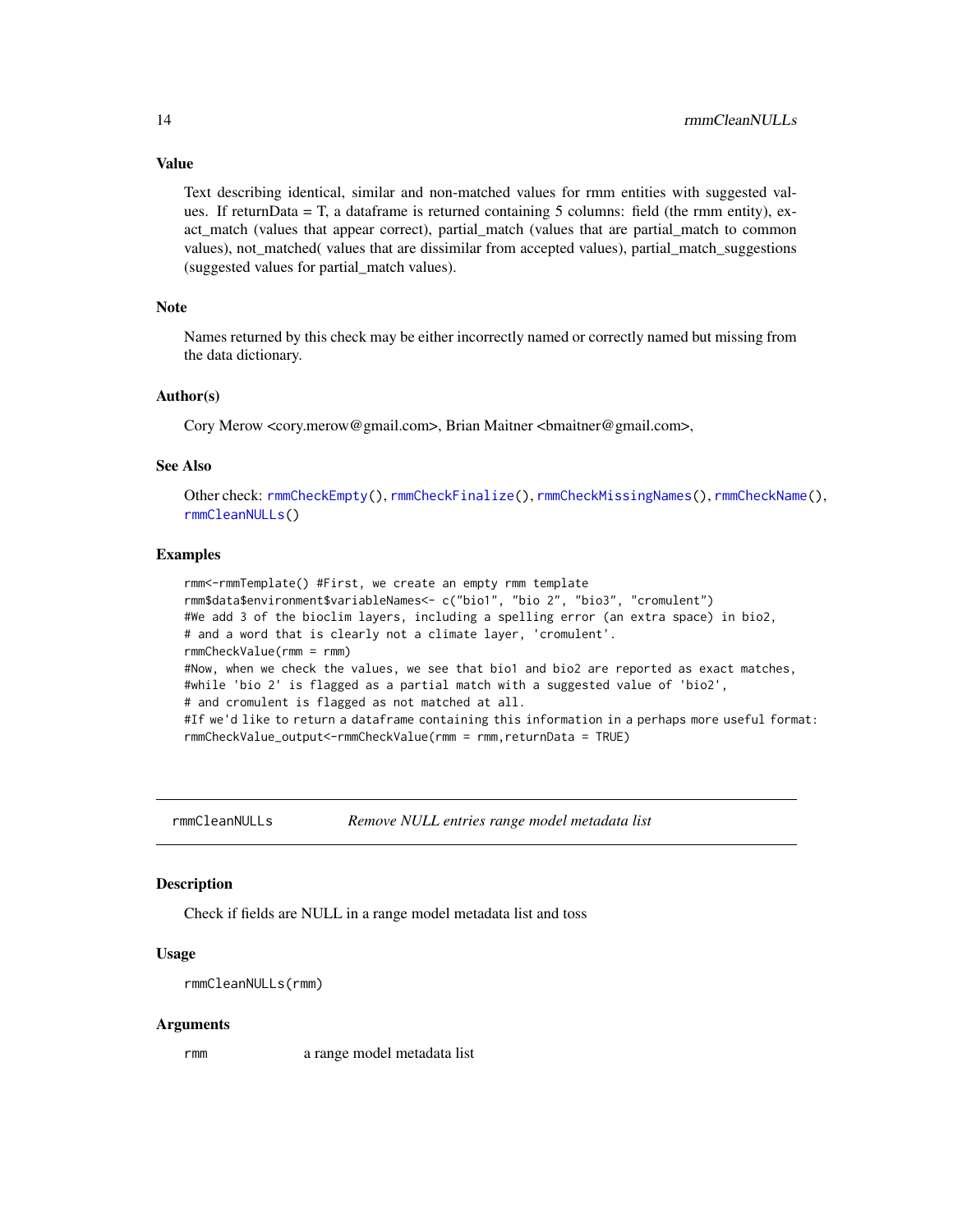### Value

Text describing identical, similar and non-matched values for rmm entities with suggested values. If returnData = T, a dataframe is returned containing 5 columns: field (the rmm entity), exact_match (values that appear correct), partial_match (values that are partial_match to common values), not_matched( values that are dissimilar from accepted values), partial_match_suggestions (suggested values for partial_match values).

### Note

Names returned by this check may be either incorrectly named or correctly named but missing from the data dictionary.

### Author(s)

Cory Merow <cory.merow@gmail.com>, Brian Maitner <bmaitner@gmail.com>,

### See Also

Other check: rmmCheckEmpty(), rmmCheckFinalize(), rmmCheckMissingNames(), rmmCheckName(), rmmCleanNULLs()

### Examples

```
rmm<-rmmTemplate() #First, we create an empty rmm template
rmm$data$environment$variableNames<- c("bio1", "bio 2", "bio3", "cromulent")
#We add 3 of the bioclim layers, including a spelling error (an extra space) in bio2,
# and a word that is clearly not a climate layer, 'cromulent'.
rmmCheckValue(rmm = rmm)
#Now, when we check the values, we see that bio1 and bio2 are reported as exact matches,
#while 'bio 2' is flagged as a partial match with a suggested value of 'bio2',
# and cromulent is flagged as not matched at all.
#If we'd like to return a dataframe containing this information in a perhaps more useful format:
rmmCheckValue_output<-rmmCheckValue(rmm = rmm,returnData = TRUE)
```

---

## rmmCleanNULLs — *Remove NULL entries range model metadata list*

### Description

Check if fields are NULL in a range model metadata list and toss

### Usage

```
rmmCleanNULLs(rmm)
```

### Arguments

| | |
|---|---|
| rmm | a range model metadata list |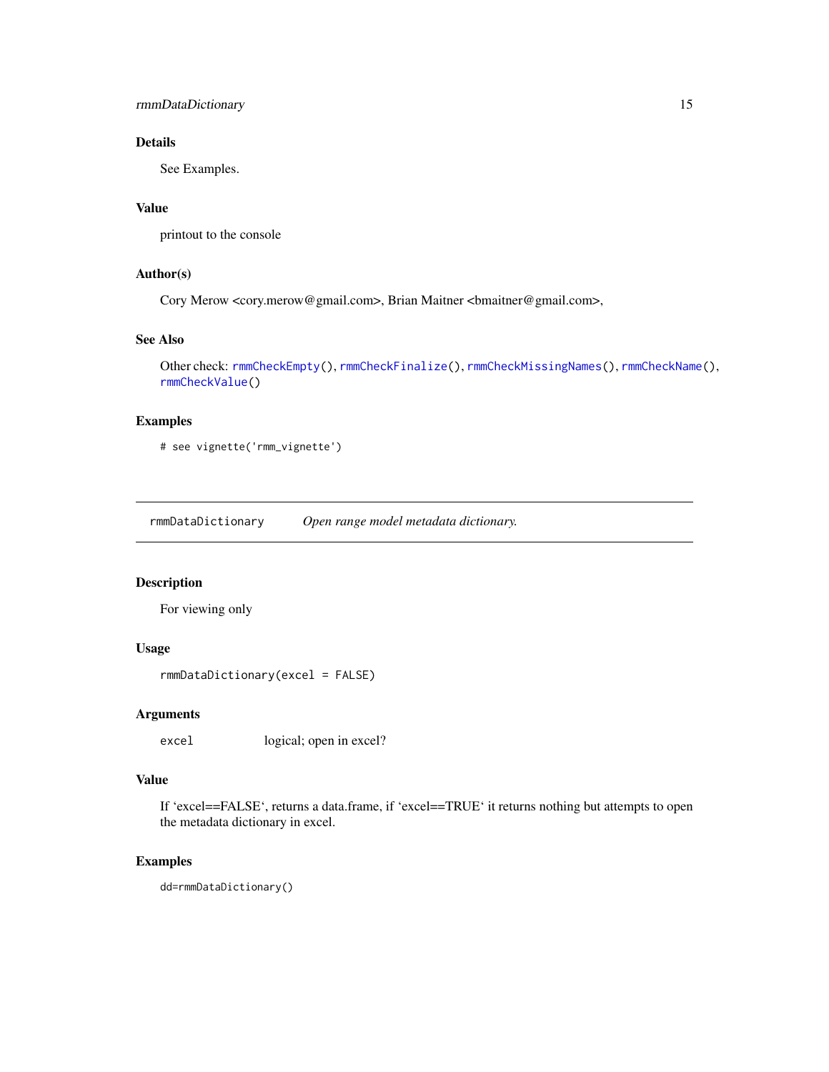### Details

See Examples.

### Value

printout to the console

### Author(s)

Cory Merow <cory.merow@gmail.com>, Brian Maitner <bmaitner@gmail.com>,

### See Also

Other check: rmmCheckEmpty(), rmmCheckFinalize(), rmmCheckMissingNames(), rmmCheckName(), rmmCheckValue()

### Examples

```
# see vignette('rmm_vignette')
```

---

## rmmDataDictionary — *Open range model metadata dictionary.*

### Description

For viewing only

### Usage

```
rmmDataDictionary(excel = FALSE)
```

### Arguments

| | |
|---|---|
| excel | logical; open in excel? |

### Value

If 'excel==FALSE', returns a data.frame, if 'excel==TRUE' it returns nothing but attempts to open the metadata dictionary in excel.

### Examples

```
dd=rmmDataDictionary()
```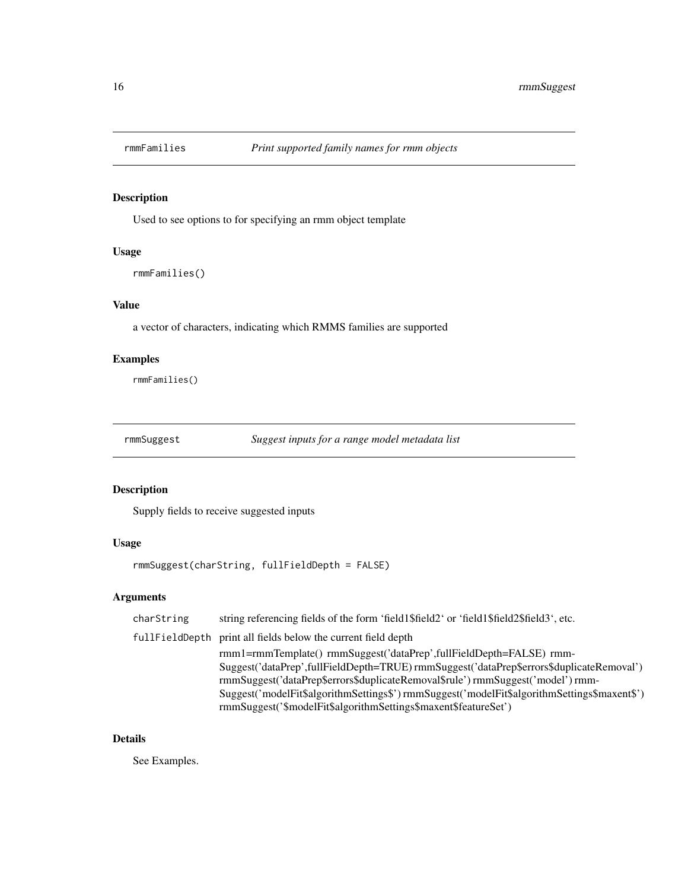## rmmFamilies *Print supported family names for rmm objects*

### Description

Used to see options to for specifying an rmm object template

### Usage

```
rmmFamilies()
```

### Value

a vector of characters, indicating which RMMS families are supported

### Examples

```
rmmFamilies()
```

## rmmSuggest *Suggest inputs for a range model metadata list*

### Description

Supply fields to receive suggested inputs

### Usage

```
rmmSuggest(charString, fullFieldDepth = FALSE)
```

### Arguments

| | |
|---|---|
| charString | string referencing fields of the form 'field1$field2' or 'field1$field2$field3', etc. |
| fullFieldDepth | print all fields below the current field depth<br>rmm1=rmmTemplate() rmmSuggest('dataPrep',fullFieldDepth=FALSE) rmmSuggest('dataPrep',fullFieldDepth=TRUE) rmmSuggest('dataPrep$errors$duplicateRemoval') rmmSuggest('dataPrep$errors$duplicateRemoval$rule') rmmSuggest('model') rmmSuggest('modelFit$algorithmSettings$') rmmSuggest('modelFit$algorithmSettings$maxent$') rmmSuggest('$modelFit$algorithmSettings$maxent$featureSet') |

### Details

See Examples.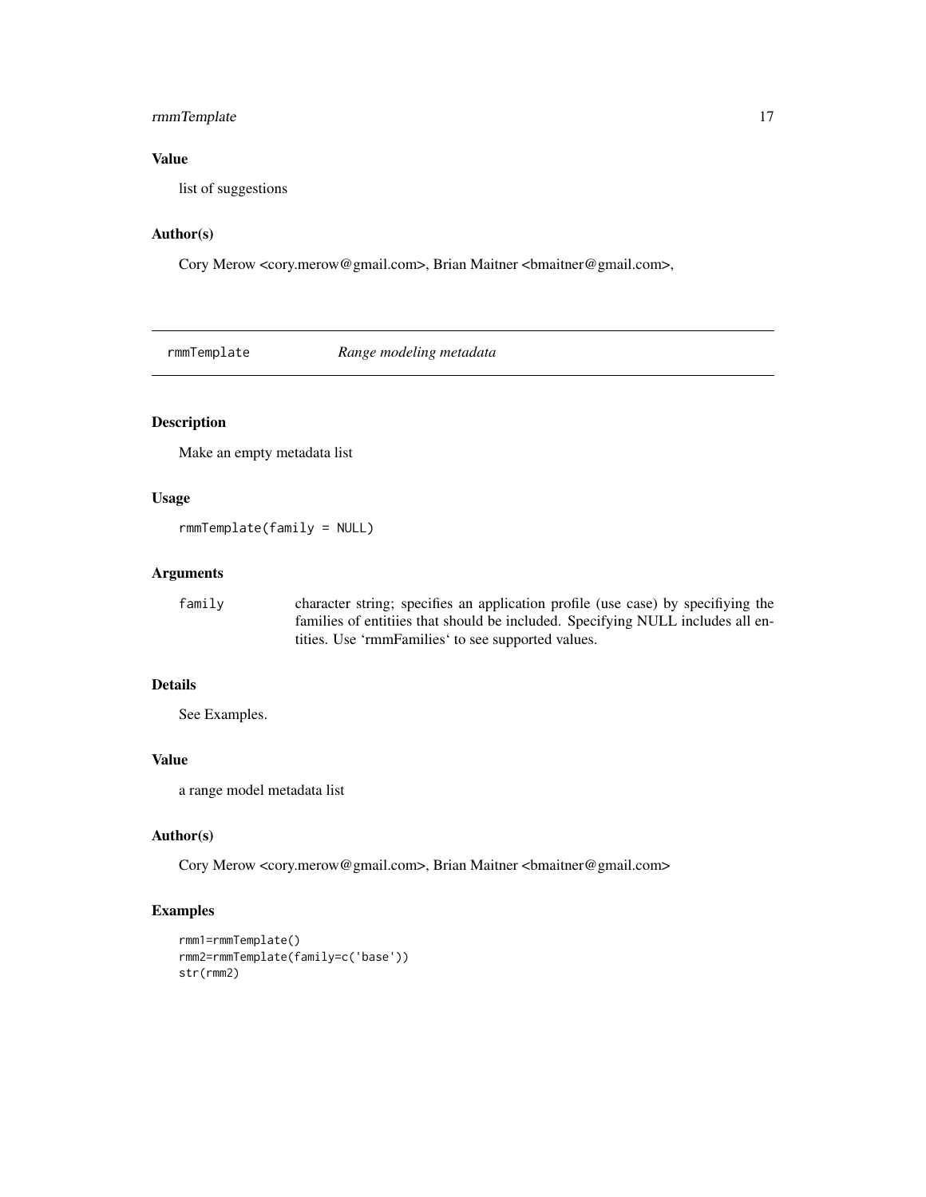## Value

list of suggestions

## Author(s)

Cory Merow <cory.merow@gmail.com>, Brian Maitner <bmaitner@gmail.com>,

---

`rmmTemplate` *Range modeling metadata*

---

## Description

Make an empty metadata list

## Usage

```
rmmTemplate(family = NULL)
```

## Arguments

| | |
|---|---|
| `family` | character string; specifies an application profile (use case) by specifiying the families of entitiies that should be included. Specifying NULL includes all entities. Use 'rmmFamilies' to see supported values. |

## Details

See Examples.

## Value

a range model metadata list

## Author(s)

Cory Merow <cory.merow@gmail.com>, Brian Maitner <bmaitner@gmail.com>

## Examples

```
rmm1=rmmTemplate()
rmm2=rmmTemplate(family=c('base'))
str(rmm2)
```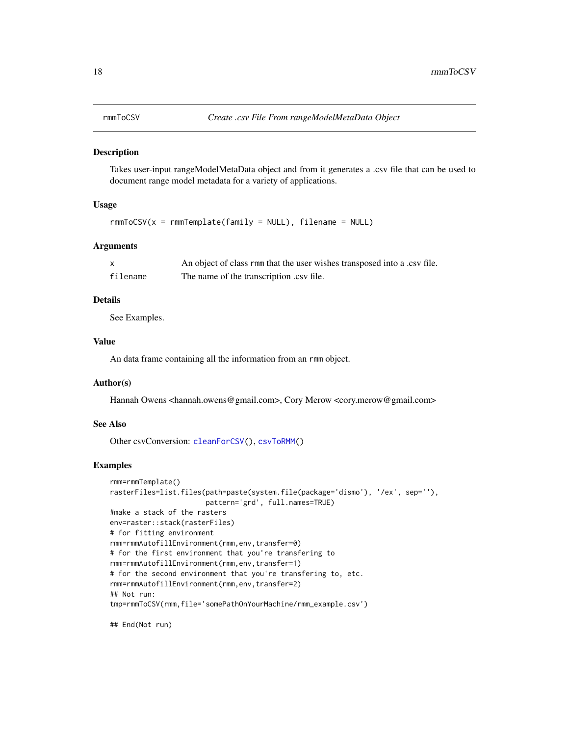rmmToCSV    *Create .csv File From rangeModelMetaData Object*

## Description

Takes user-input rangeModelMetaData object and from it generates a .csv file that can be used to document range model metadata for a variety of applications.

## Usage

```
rmmToCSV(x = rmmTemplate(family = NULL), filename = NULL)
```

## Arguments

| | |
|---|---|
| x | An object of class rmm that the user wishes transposed into a .csv file. |
| filename | The name of the transcription .csv file. |

## Details

See Examples.

## Value

An data frame containing all the information from an rmm object.

## Author(s)

Hannah Owens <hannah.owens@gmail.com>, Cory Merow <cory.merow@gmail.com>

## See Also

Other csvConversion: cleanForCSV(), csvToRMM()

## Examples

```
rmm=rmmTemplate()
rasterFiles=list.files(path=paste(system.file(package='dismo'), '/ex', sep=''),
                       pattern='grd', full.names=TRUE)
#make a stack of the rasters
env=raster::stack(rasterFiles)
# for fitting environment
rmm=rmmAutofillEnvironment(rmm,env,transfer=0)
# for the first environment that you're transfering to
rmm=rmmAutofillEnvironment(rmm,env,transfer=1)
# for the second environment that you're transfering to, etc.
rmm=rmmAutofillEnvironment(rmm,env,transfer=2)
## Not run:
tmp=rmmToCSV(rmm,file='somePathOnYourMachine/rmm_example.csv')

## End(Not run)
```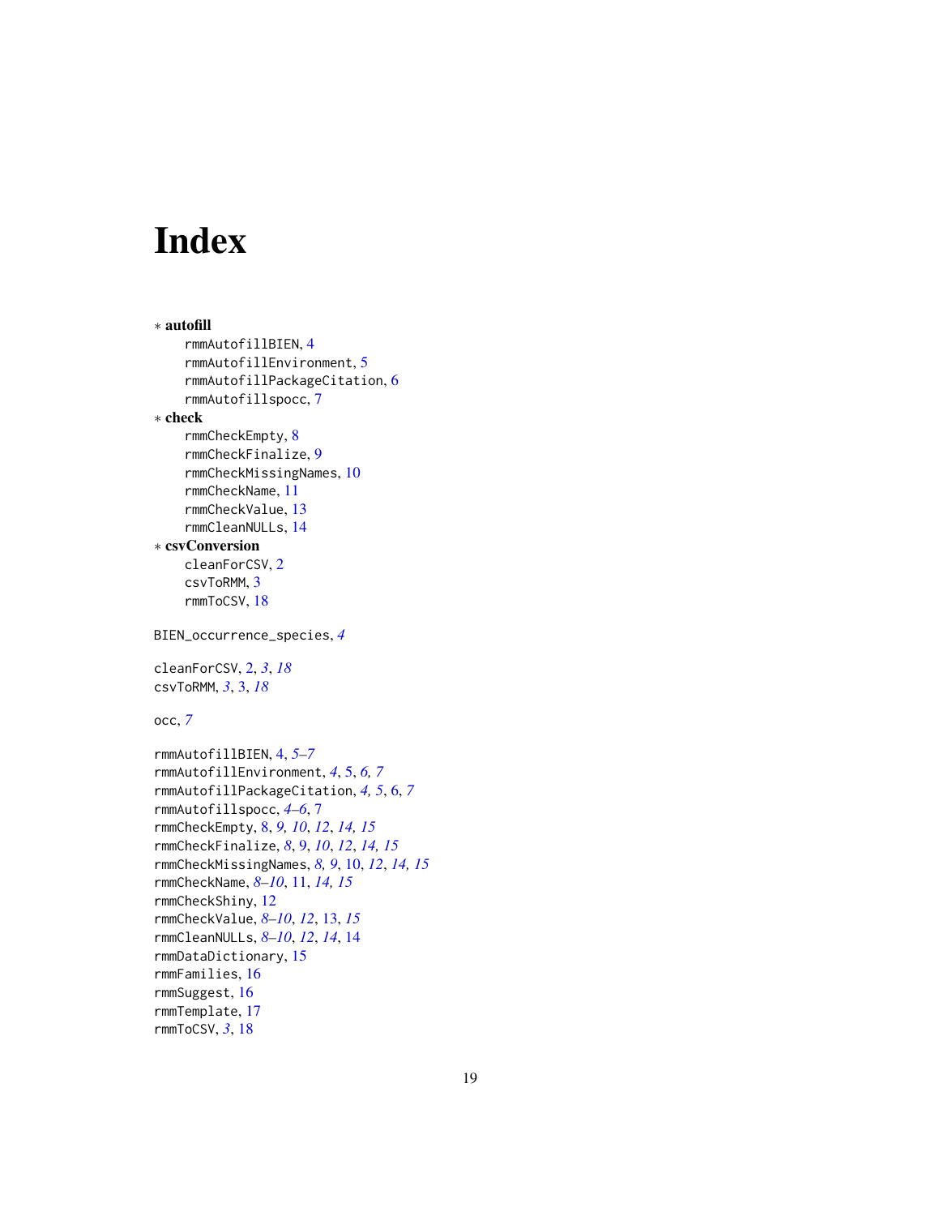# Index

∗ **autofill**
- rmmAutofillBIEN, 4
- rmmAutofillEnvironment, 5
- rmmAutofillPackageCitation, 6
- rmmAutofillspocc, 7

∗ **check**
- rmmCheckEmpty, 8
- rmmCheckFinalize, 9
- rmmCheckMissingNames, 10
- rmmCheckName, 11
- rmmCheckValue, 13
- rmmCleanNULLs, 14

∗ **csvConversion**
- cleanForCSV, 2
- csvToRMM, 3
- rmmToCSV, 18

BIEN_occurrence_species, *4*

cleanForCSV, 2, *3*, *18*
csvToRMM, *3*, 3, *18*

occ, *7*

rmmAutofillBIEN, 4, *5–7*
rmmAutofillEnvironment, *4*, 5, *6, 7*
rmmAutofillPackageCitation, *4, 5*, 6, *7*
rmmAutofillspocc, *4–6*, 7
rmmCheckEmpty, 8, *9, 10*, *12*, *14, 15*
rmmCheckFinalize, *8*, 9, *10*, *12*, *14, 15*
rmmCheckMissingNames, *8, 9*, 10, *12*, *14, 15*
rmmCheckName, *8–10*, 11, *14, 15*
rmmCheckShiny, 12
rmmCheckValue, *8–10*, *12*, 13, *15*
rmmCleanNULLs, *8–10*, *12*, *14*, 14
rmmDataDictionary, 15
rmmFamilies, 16
rmmSuggest, 16
rmmTemplate, 17
rmmToCSV, *3*, 18